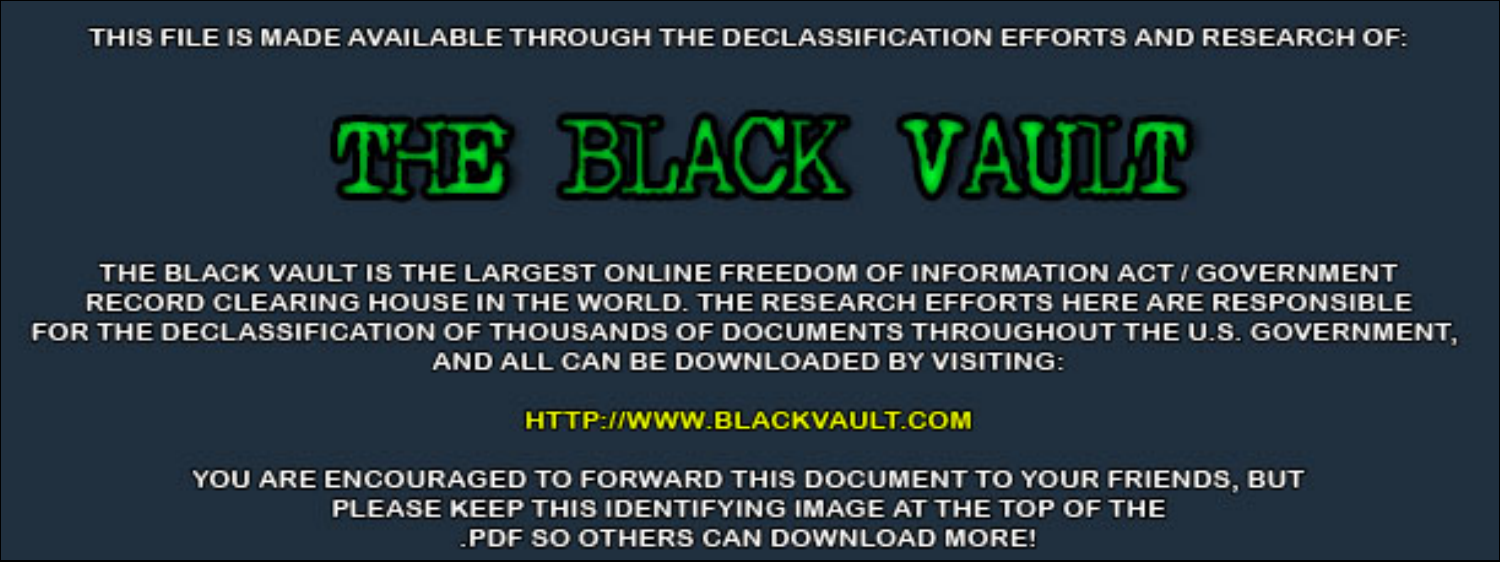THIS FILE IS MADE AVAILABLE THROUGH THE DECLASSIFICATION EFFORTS AND RESEARCH OF:

# THE BLACK VAULT

THE BLACK VAULT IS THE LARGEST ONLINE FREEDOM OF INFORMATION ACT / GOVERNMENT RECORD CLEARING HOUSE IN THE WORLD. THE RESEARCH EFFORTS HERE ARE RESPONSIBLE FOR THE DECLASSIFICATION OF THOUSANDS OF DOCUMENTS THROUGHOUT THE U.S. GOVERNMENT, AND ALL CAN BE DOWNLOADED BY VISITING:

HTTP://WWW.BLACKVAULT.COM

YOU ARE ENCOURAGED TO FORWARD THIS DOCUMENT TO YOUR FRIENDS, BUT PLEASE KEEP THIS IDENTIFYING IMAGE AT THE TOP OF THE .PDF SO OTHERS CAN DOWNLOAD MORE!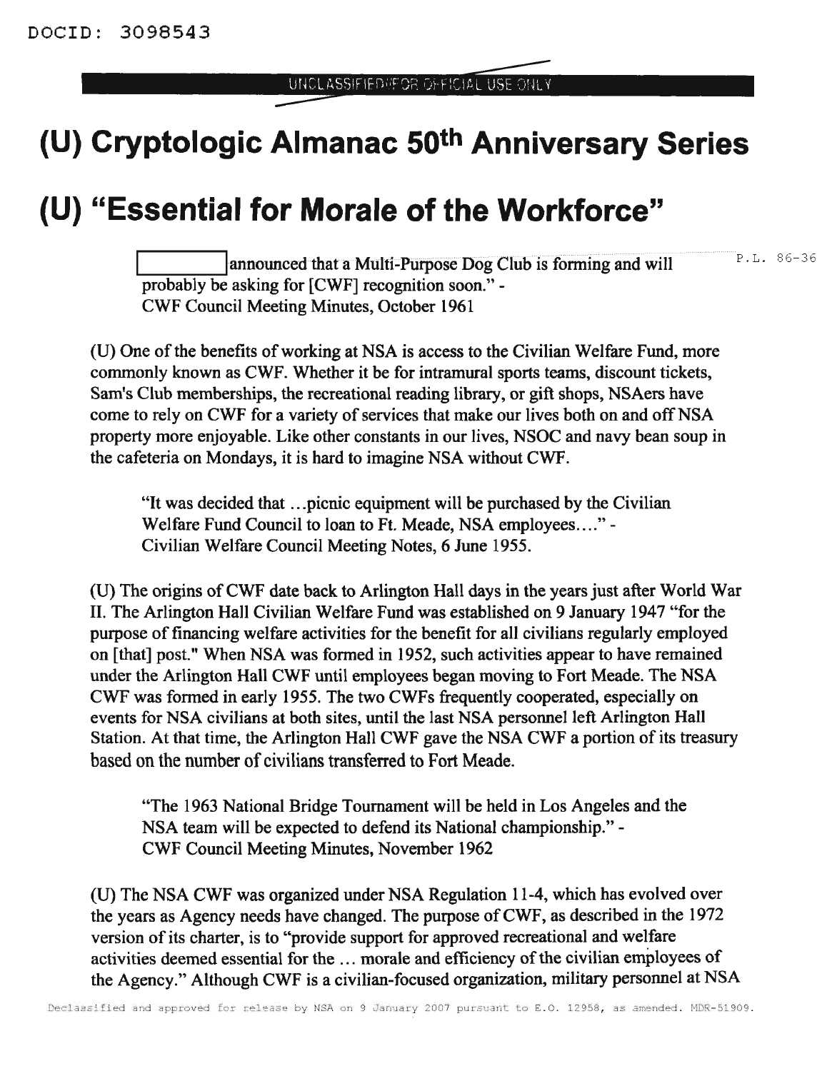# (U) Cryptologic Almanac 50th Anniversary Series

# (U) "Essential for Morale of the Workforce"

> [redacted] announced that a Multi-Purpose Dog Club is forming and will probably be asking for [CWF] recognition soon." - CWF Council Meeting Minutes, October 1961

P.L. 86-36

(U) One of the benefits of working at NSA is access to the Civilian Welfare Fund, more commonly known as CWF. Whether it be for intramural sports teams, discount tickets, Sam's Club memberships, the recreational reading library, or gift shops, NSAers have come to rely on CWF for a variety of services that make our lives both on and off NSA property more enjoyable. Like other constants in our lives, NSOC and navy bean soup in the cafeteria on Mondays, it is hard to imagine NSA without CWF.

> "It was decided that ...picnic equipment will be purchased by the Civilian Welfare Fund Council to loan to Ft. Meade, NSA employees...." - Civilian Welfare Council Meeting Notes, 6 June 1955.

(U) The origins of CWF date back to Arlington Hall days in the years just after World War II. The Arlington Hall Civilian Welfare Fund was established on 9 January 1947 "for the purpose of financing welfare activities for the benefit for all civilians regularly employed on [that] post." When NSA was formed in 1952, such activities appear to have remained under the Arlington Hall CWF until employees began moving to Fort Meade. The NSA CWF was formed in early 1955. The two CWFs frequently cooperated, especially on events for NSA civilians at both sites, until the last NSA personnel left Arlington Hall Station. At that time, the Arlington Hall CWF gave the NSA CWF a portion of its treasury based on the number of civilians transferred to Fort Meade.

> "The 1963 National Bridge Tournament will be held in Los Angeles and the NSA team will be expected to defend its National championship." - CWF Council Meeting Minutes, November 1962

(U) The NSA CWF was organized under NSA Regulation 11-4, which has evolved over the years as Agency needs have changed. The purpose of CWF, as described in the 1972 version of its charter, is to "provide support for approved recreational and welfare activities deemed essential for the ... morale and efficiency of the civilian employees of the Agency." Although CWF is a civilian-focused organization, military personnel at NSA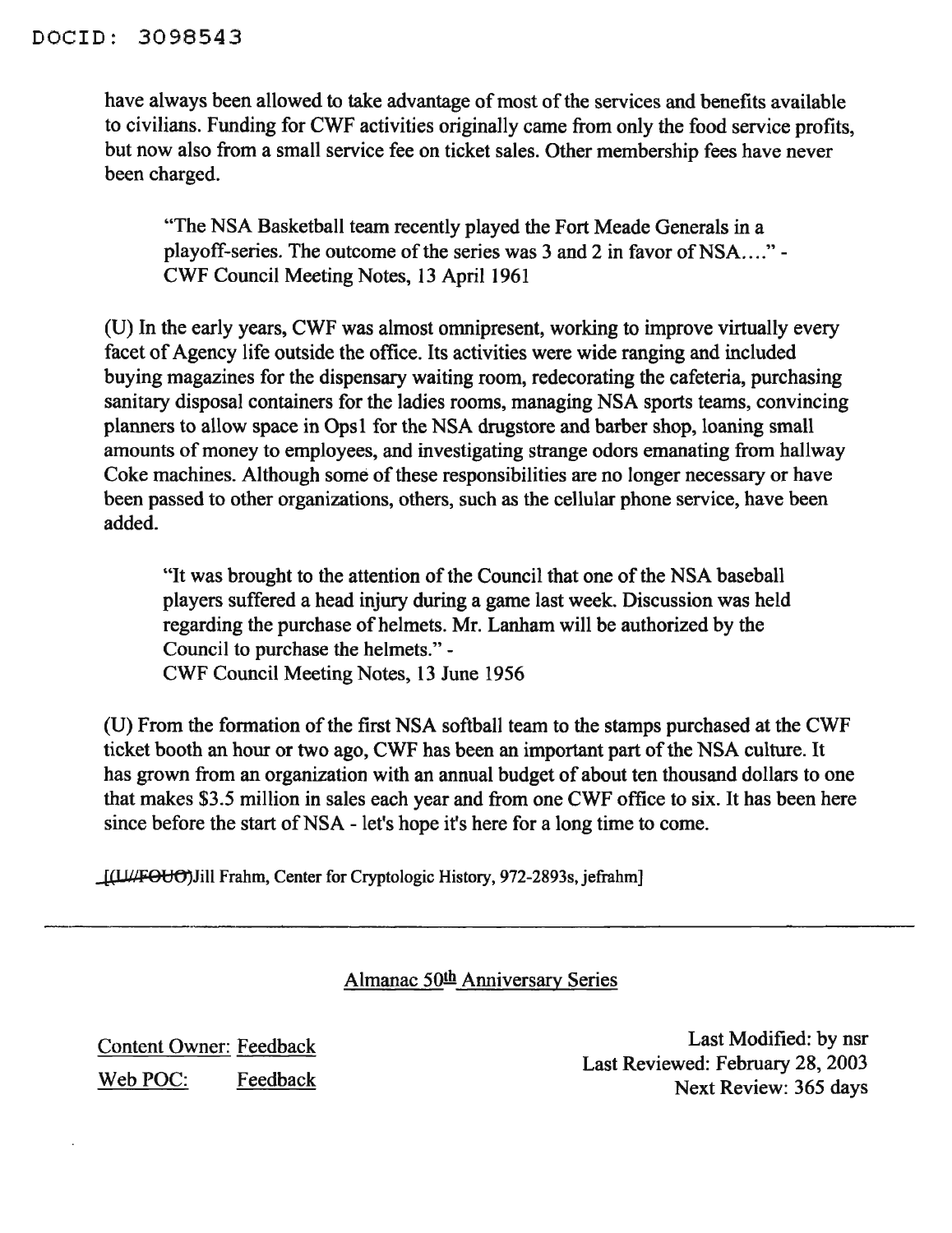have always been allowed to take advantage of most of the services and benefits available to civilians. Funding for CWF activities originally came from only the food service profits, but now also from a small service fee on ticket sales. Other membership fees have never been charged.

> "The NSA Basketball team recently played the Fort Meade Generals in a playoff-series. The outcome of the series was 3 and 2 in favor of NSA...." - CWF Council Meeting Notes, 13 April 1961

(U) In the early years, CWF was almost omnipresent, working to improve virtually every facet of Agency life outside the office. Its activities were wide ranging and included buying magazines for the dispensary waiting room, redecorating the cafeteria, purchasing sanitary disposal containers for the ladies rooms, managing NSA sports teams, convincing planners to allow space in Ops1 for the NSA drugstore and barber shop, loaning small amounts of money to employees, and investigating strange odors emanating from hallway Coke machines. Although some of these responsibilities are no longer necessary or have been passed to other organizations, others, such as the cellular phone service, have been added.

> "It was brought to the attention of the Council that one of the NSA baseball players suffered a head injury during a game last week. Discussion was held regarding the purchase of helmets. Mr. Lanham will be authorized by the Council to purchase the helmets." -
> CWF Council Meeting Notes, 13 June 1956

(U) From the formation of the first NSA softball team to the stamps purchased at the CWF ticket booth an hour or two ago, CWF has been an important part of the NSA culture. It has grown from an organization with an annual budget of about ten thousand dollars to one that makes $3.5 million in sales each year and from one CWF office to six. It has been here since before the start of NSA - let's hope it's here for a long time to come.

[~~(U//FOUO)~~Jill Frahm, Center for Cryptologic History, 972-2893s, jefrahm]

---

Almanac 50th Anniversary Series

Content Owner: Feedback
Web POC: Feedback

Last Modified: by nsr
Last Reviewed: February 28, 2003
Next Review: 365 days